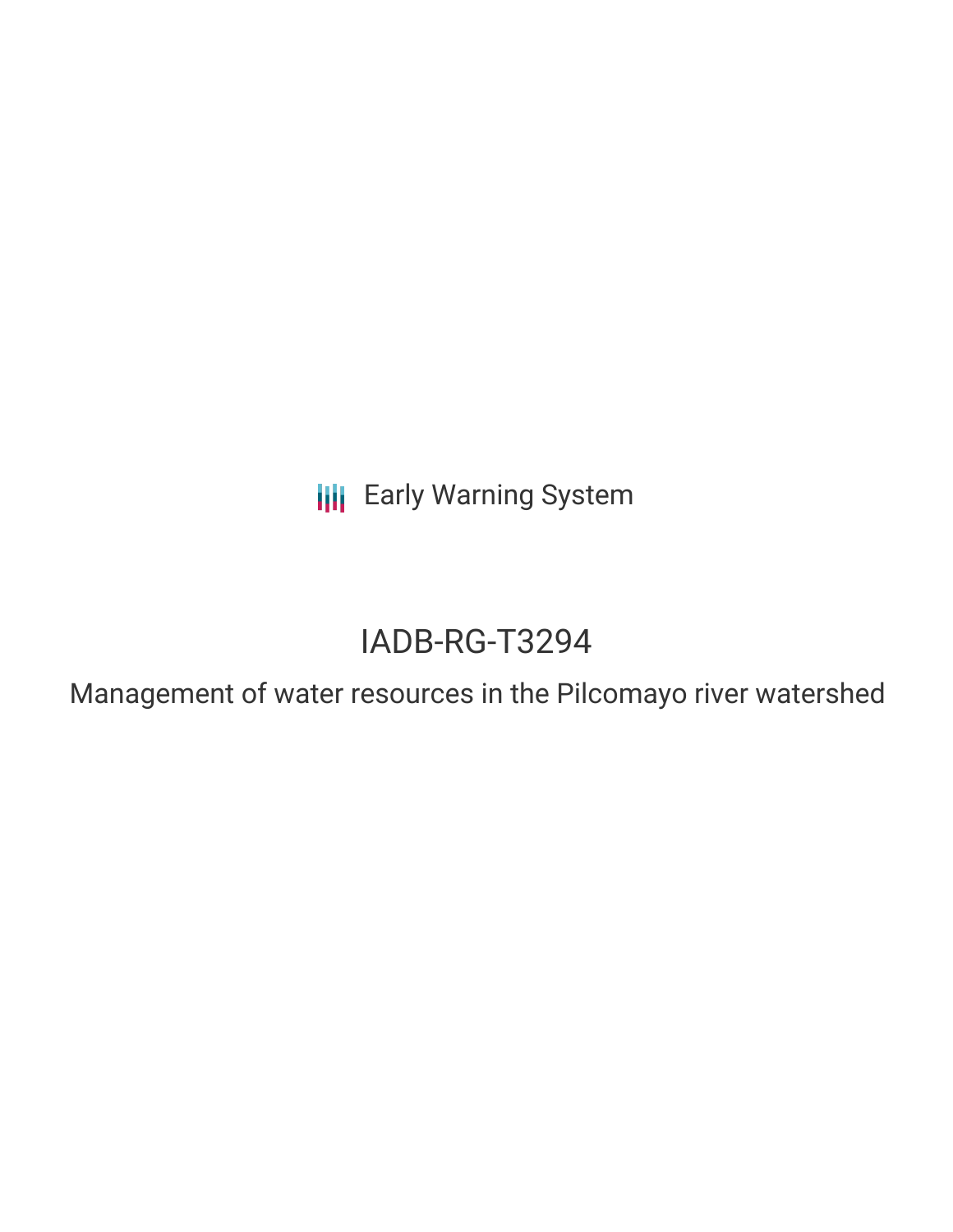Early Warning System

# IADB-RG-T3294

## Management of water resources in the Pilcomayo river watershed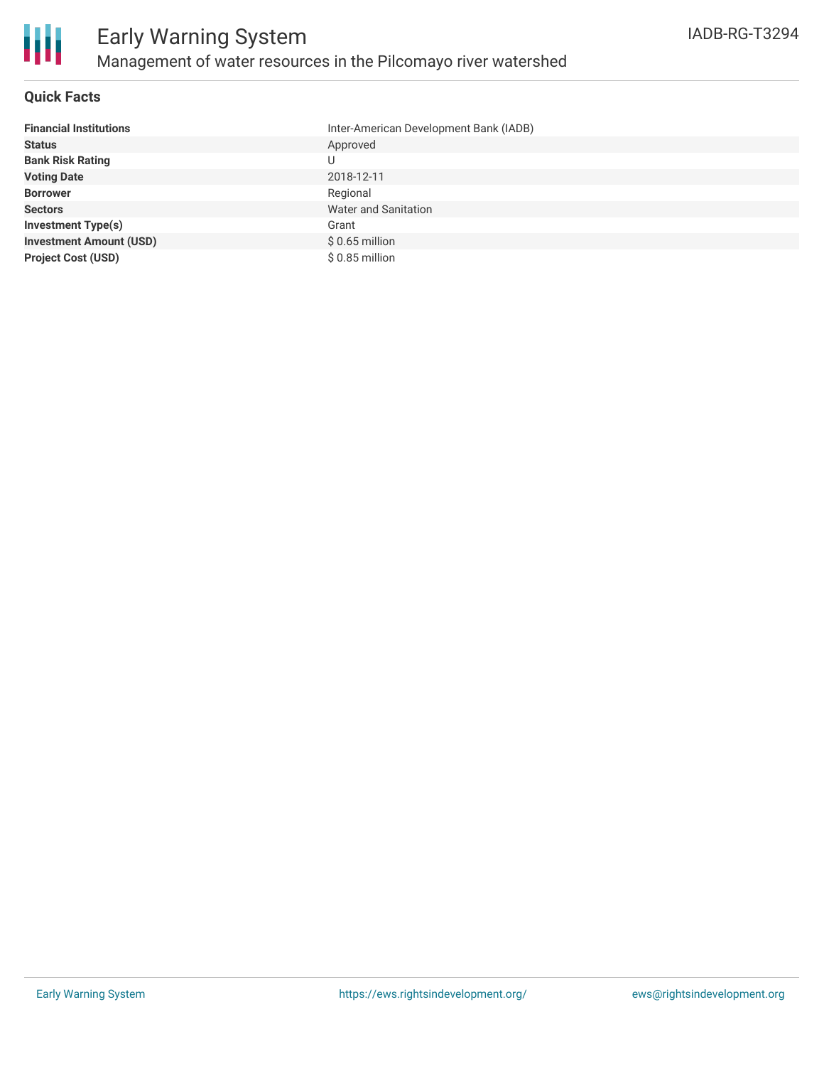# Early Warning System

## Management of water resources in the Pilcomayo river watershed

IADB-RG-T3294

### Quick Facts

| | |
|---|---|
| **Financial Institutions** | Inter-American Development Bank (IADB) |
| **Status** | Approved |
| **Bank Risk Rating** | U |
| **Voting Date** | 2018-12-11 |
| **Borrower** | Regional |
| **Sectors** | Water and Sanitation |
| **Investment Type(s)** | Grant |
| **Investment Amount (USD)** | $ 0.65 million |
| **Project Cost (USD)** | $ 0.85 million |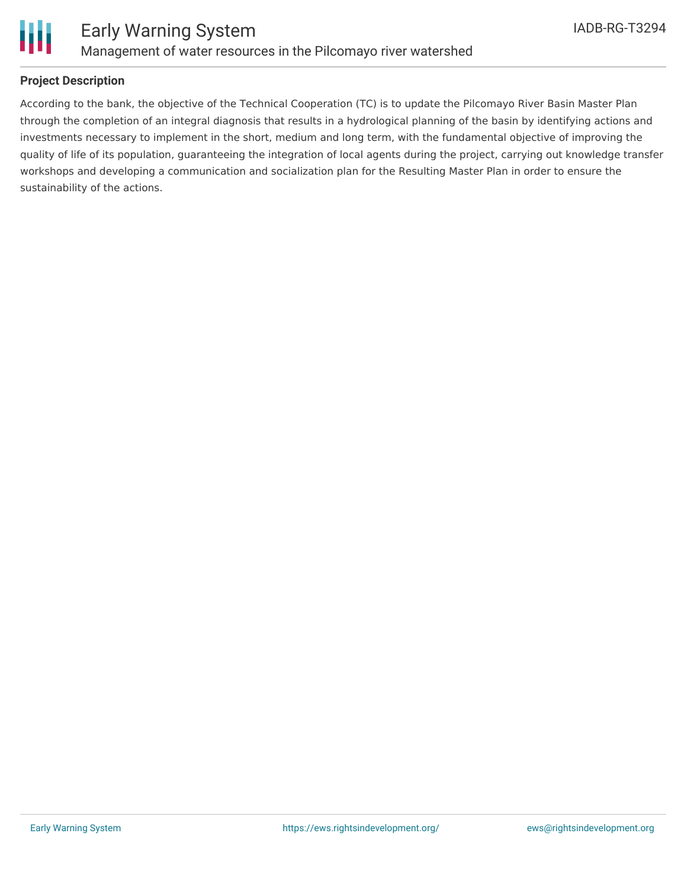## Project Description

According to the bank, the objective of the Technical Cooperation (TC) is to update the Pilcomayo River Basin Master Plan through the completion of an integral diagnosis that results in a hydrological planning of the basin by identifying actions and investments necessary to implement in the short, medium and long term, with the fundamental objective of improving the quality of life of its population, guaranteeing the integration of local agents during the project, carrying out knowledge transfer workshops and developing a communication and socialization plan for the Resulting Master Plan in order to ensure the sustainability of the actions.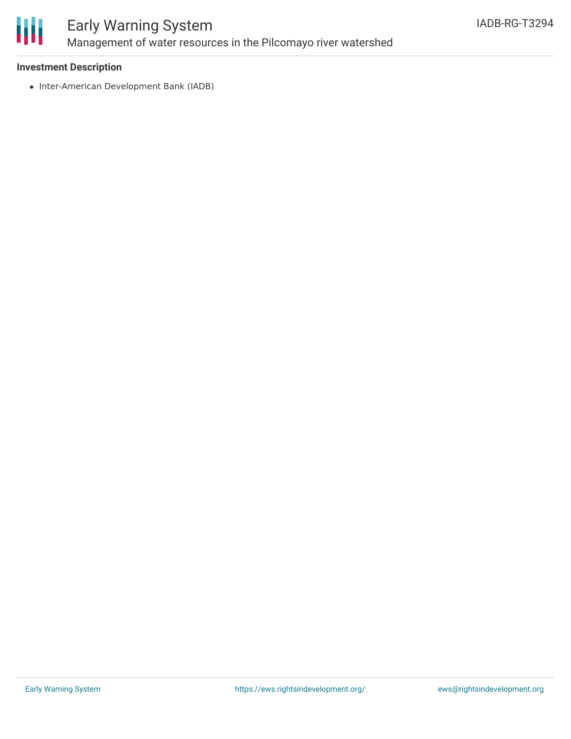**Investment Description**

- Inter-American Development Bank (IADB)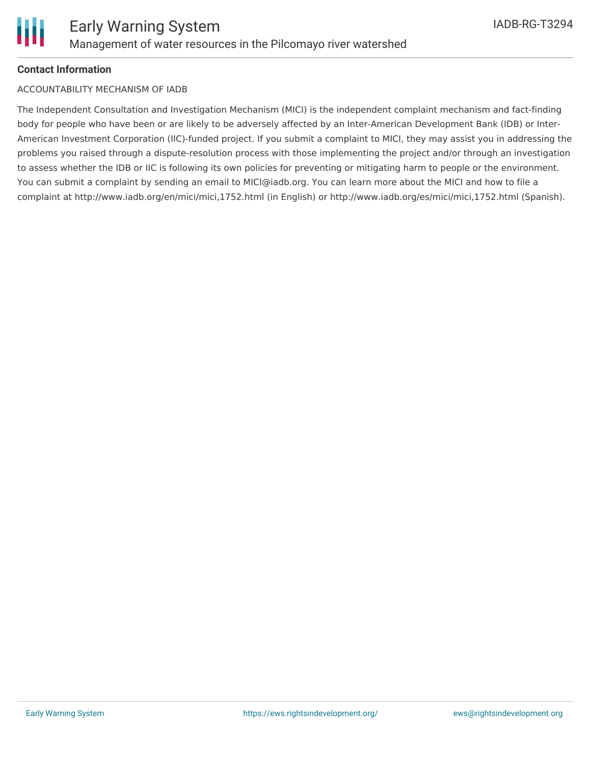**Contact Information**

ACCOUNTABILITY MECHANISM OF IADB

The Independent Consultation and Investigation Mechanism (MICI) is the independent complaint mechanism and fact-finding body for people who have been or are likely to be adversely affected by an Inter-American Development Bank (IDB) or Inter-American Investment Corporation (IIC)-funded project. If you submit a complaint to MICI, they may assist you in addressing the problems you raised through a dispute-resolution process with those implementing the project and/or through an investigation to assess whether the IDB or IIC is following its own policies for preventing or mitigating harm to people or the environment. You can submit a complaint by sending an email to MICI@iadb.org. You can learn more about the MICI and how to file a complaint at http://www.iadb.org/en/mici/mici,1752.html (in English) or http://www.iadb.org/es/mici/mici,1752.html (Spanish).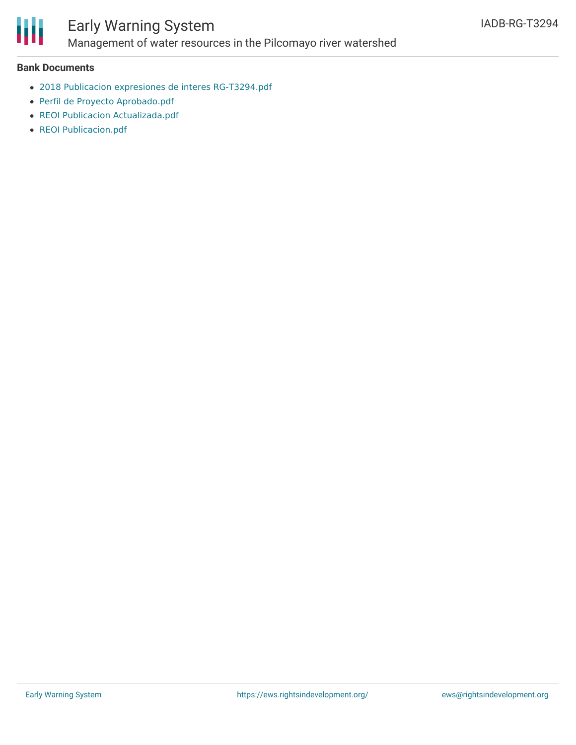**Bank Documents**

- 2018 Publicacion expresiones de interes RG-T3294.pdf
- Perfil de Proyecto Aprobado.pdf
- REOI Publicacion Actualizada.pdf
- REOI Publicacion.pdf